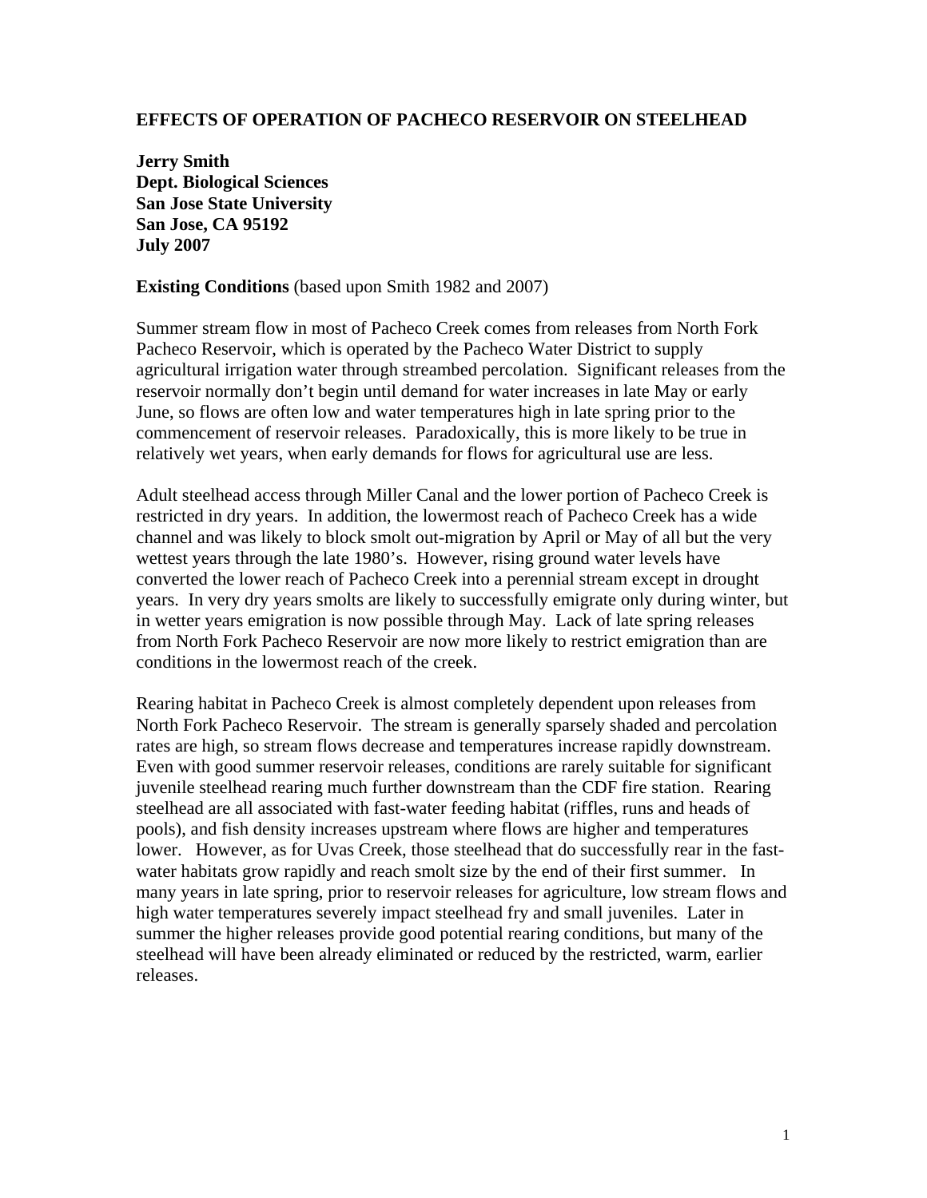# EFFECTS OF OPERATION OF PACHECO RESERVOIR ON STEELHEAD

**Jerry Smith**
**Dept. Biological Sciences**
**San Jose State University**
**San Jose, CA 95192**
**July 2007**

**Existing Conditions** (based upon Smith 1982 and 2007)

Summer stream flow in most of Pacheco Creek comes from releases from North Fork Pacheco Reservoir, which is operated by the Pacheco Water District to supply agricultural irrigation water through streambed percolation. Significant releases from the reservoir normally don't begin until demand for water increases in late May or early June, so flows are often low and water temperatures high in late spring prior to the commencement of reservoir releases. Paradoxically, this is more likely to be true in relatively wet years, when early demands for flows for agricultural use are less.

Adult steelhead access through Miller Canal and the lower portion of Pacheco Creek is restricted in dry years. In addition, the lowermost reach of Pacheco Creek has a wide channel and was likely to block smolt out-migration by April or May of all but the very wettest years through the late 1980's. However, rising ground water levels have converted the lower reach of Pacheco Creek into a perennial stream except in drought years. In very dry years smolts are likely to successfully emigrate only during winter, but in wetter years emigration is now possible through May. Lack of late spring releases from North Fork Pacheco Reservoir are now more likely to restrict emigration than are conditions in the lowermost reach of the creek.

Rearing habitat in Pacheco Creek is almost completely dependent upon releases from North Fork Pacheco Reservoir. The stream is generally sparsely shaded and percolation rates are high, so stream flows decrease and temperatures increase rapidly downstream. Even with good summer reservoir releases, conditions are rarely suitable for significant juvenile steelhead rearing much further downstream than the CDF fire station. Rearing steelhead are all associated with fast-water feeding habitat (riffles, runs and heads of pools), and fish density increases upstream where flows are higher and temperatures lower. However, as for Uvas Creek, those steelhead that do successfully rear in the fast-water habitats grow rapidly and reach smolt size by the end of their first summer. In many years in late spring, prior to reservoir releases for agriculture, low stream flows and high water temperatures severely impact steelhead fry and small juveniles. Later in summer the higher releases provide good potential rearing conditions, but many of the steelhead will have been already eliminated or reduced by the restricted, warm, earlier releases.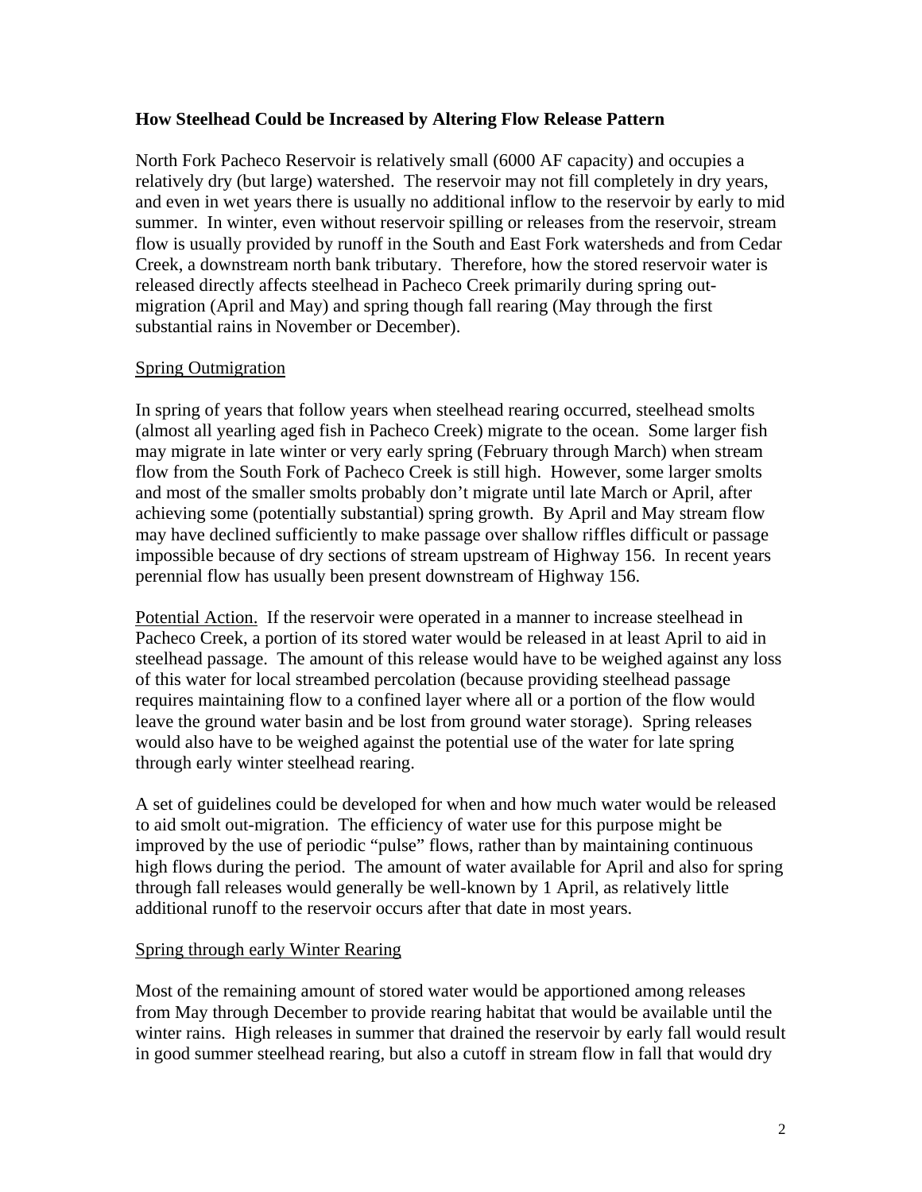**How Steelhead Could be Increased by Altering Flow Release Pattern**

North Fork Pacheco Reservoir is relatively small (6000 AF capacity) and occupies a relatively dry (but large) watershed. The reservoir may not fill completely in dry years, and even in wet years there is usually no additional inflow to the reservoir by early to mid summer. In winter, even without reservoir spilling or releases from the reservoir, stream flow is usually provided by runoff in the South and East Fork watersheds and from Cedar Creek, a downstream north bank tributary. Therefore, how the stored reservoir water is released directly affects steelhead in Pacheco Creek primarily during spring out-migration (April and May) and spring though fall rearing (May through the first substantial rains in November or December).

Spring Outmigration

In spring of years that follow years when steelhead rearing occurred, steelhead smolts (almost all yearling aged fish in Pacheco Creek) migrate to the ocean. Some larger fish may migrate in late winter or very early spring (February through March) when stream flow from the South Fork of Pacheco Creek is still high. However, some larger smolts and most of the smaller smolts probably don't migrate until late March or April, after achieving some (potentially substantial) spring growth. By April and May stream flow may have declined sufficiently to make passage over shallow riffles difficult or passage impossible because of dry sections of stream upstream of Highway 156. In recent years perennial flow has usually been present downstream of Highway 156.

Potential Action. If the reservoir were operated in a manner to increase steelhead in Pacheco Creek, a portion of its stored water would be released in at least April to aid in steelhead passage. The amount of this release would have to be weighed against any loss of this water for local streambed percolation (because providing steelhead passage requires maintaining flow to a confined layer where all or a portion of the flow would leave the ground water basin and be lost from ground water storage). Spring releases would also have to be weighed against the potential use of the water for late spring through early winter steelhead rearing.

A set of guidelines could be developed for when and how much water would be released to aid smolt out-migration. The efficiency of water use for this purpose might be improved by the use of periodic "pulse" flows, rather than by maintaining continuous high flows during the period. The amount of water available for April and also for spring through fall releases would generally be well-known by 1 April, as relatively little additional runoff to the reservoir occurs after that date in most years.

Spring through early Winter Rearing

Most of the remaining amount of stored water would be apportioned among releases from May through December to provide rearing habitat that would be available until the winter rains. High releases in summer that drained the reservoir by early fall would result in good summer steelhead rearing, but also a cutoff in stream flow in fall that would dry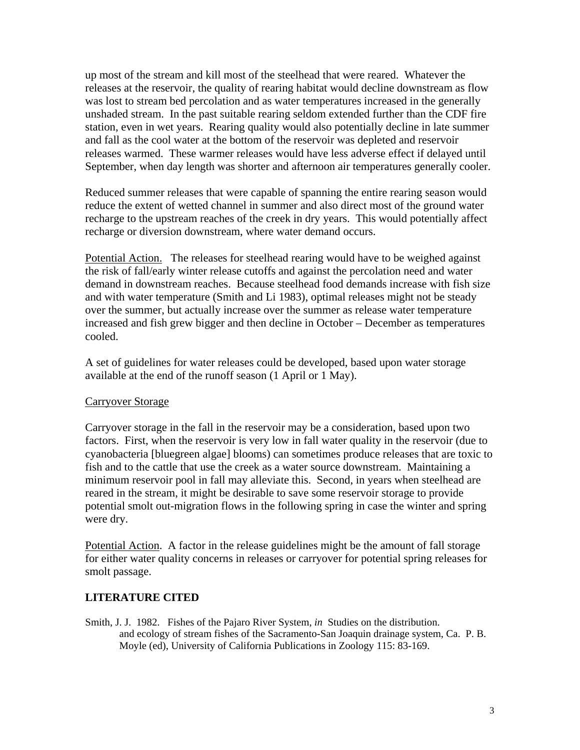up most of the stream and kill most of the steelhead that were reared. Whatever the releases at the reservoir, the quality of rearing habitat would decline downstream as flow was lost to stream bed percolation and as water temperatures increased in the generally unshaded stream. In the past suitable rearing seldom extended further than the CDF fire station, even in wet years. Rearing quality would also potentially decline in late summer and fall as the cool water at the bottom of the reservoir was depleted and reservoir releases warmed. These warmer releases would have less adverse effect if delayed until September, when day length was shorter and afternoon air temperatures generally cooler.

Reduced summer releases that were capable of spanning the entire rearing season would reduce the extent of wetted channel in summer and also direct most of the ground water recharge to the upstream reaches of the creek in dry years. This would potentially affect recharge or diversion downstream, where water demand occurs.

Potential Action. The releases for steelhead rearing would have to be weighed against the risk of fall/early winter release cutoffs and against the percolation need and water demand in downstream reaches. Because steelhead food demands increase with fish size and with water temperature (Smith and Li 1983), optimal releases might not be steady over the summer, but actually increase over the summer as release water temperature increased and fish grew bigger and then decline in October – December as temperatures cooled.

A set of guidelines for water releases could be developed, based upon water storage available at the end of the runoff season (1 April or 1 May).

Carryover Storage

Carryover storage in the fall in the reservoir may be a consideration, based upon two factors. First, when the reservoir is very low in fall water quality in the reservoir (due to cyanobacteria [bluegreen algae] blooms) can sometimes produce releases that are toxic to fish and to the cattle that use the creek as a water source downstream. Maintaining a minimum reservoir pool in fall may alleviate this. Second, in years when steelhead are reared in the stream, it might be desirable to save some reservoir storage to provide potential smolt out-migration flows in the following spring in case the winter and spring were dry.

Potential Action. A factor in the release guidelines might be the amount of fall storage for either water quality concerns in releases or carryover for potential spring releases for smolt passage.

## LITERATURE CITED

Smith, J. J. 1982. Fishes of the Pajaro River System, *in* Studies on the distribution. and ecology of stream fishes of the Sacramento-San Joaquin drainage system, Ca. P. B. Moyle (ed), University of California Publications in Zoology 115: 83-169.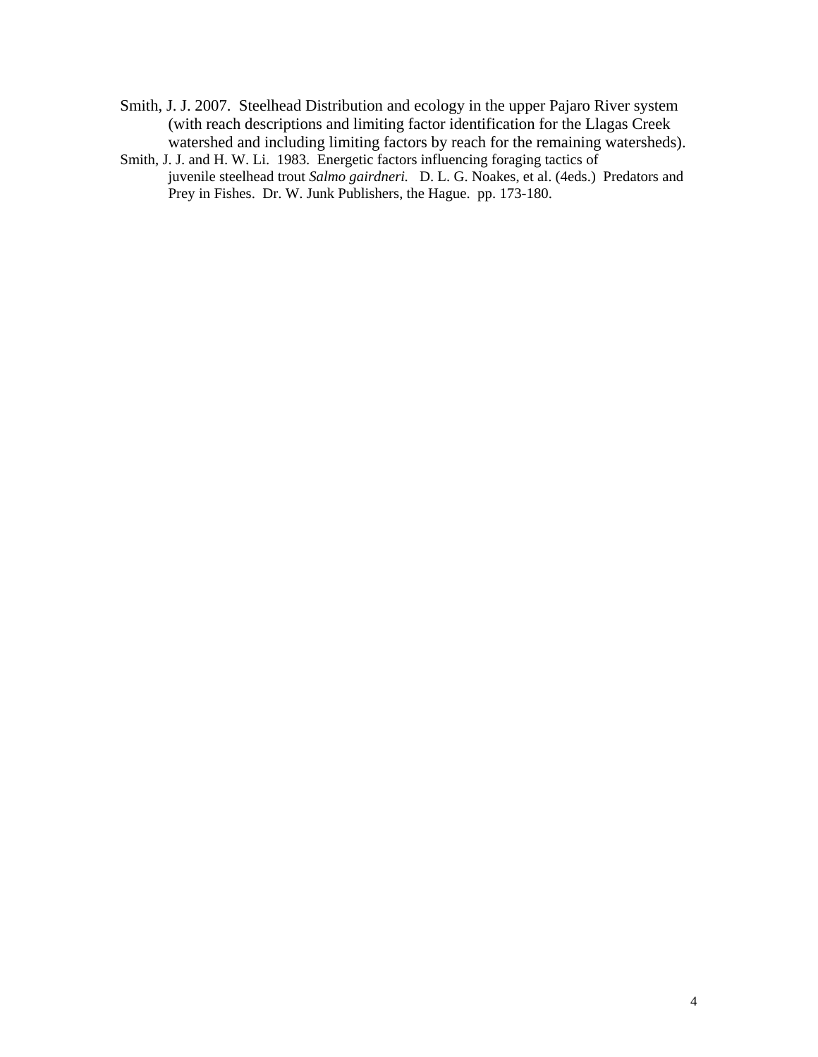Smith, J. J. 2007. Steelhead Distribution and ecology in the upper Pajaro River system (with reach descriptions and limiting factor identification for the Llagas Creek watershed and including limiting factors by reach for the remaining watersheds).

Smith, J. J. and H. W. Li. 1983. Energetic factors influencing foraging tactics of juvenile steelhead trout *Salmo gairdneri.* D. L. G. Noakes, et al. (4eds.) Predators and Prey in Fishes. Dr. W. Junk Publishers, the Hague. pp. 173-180.